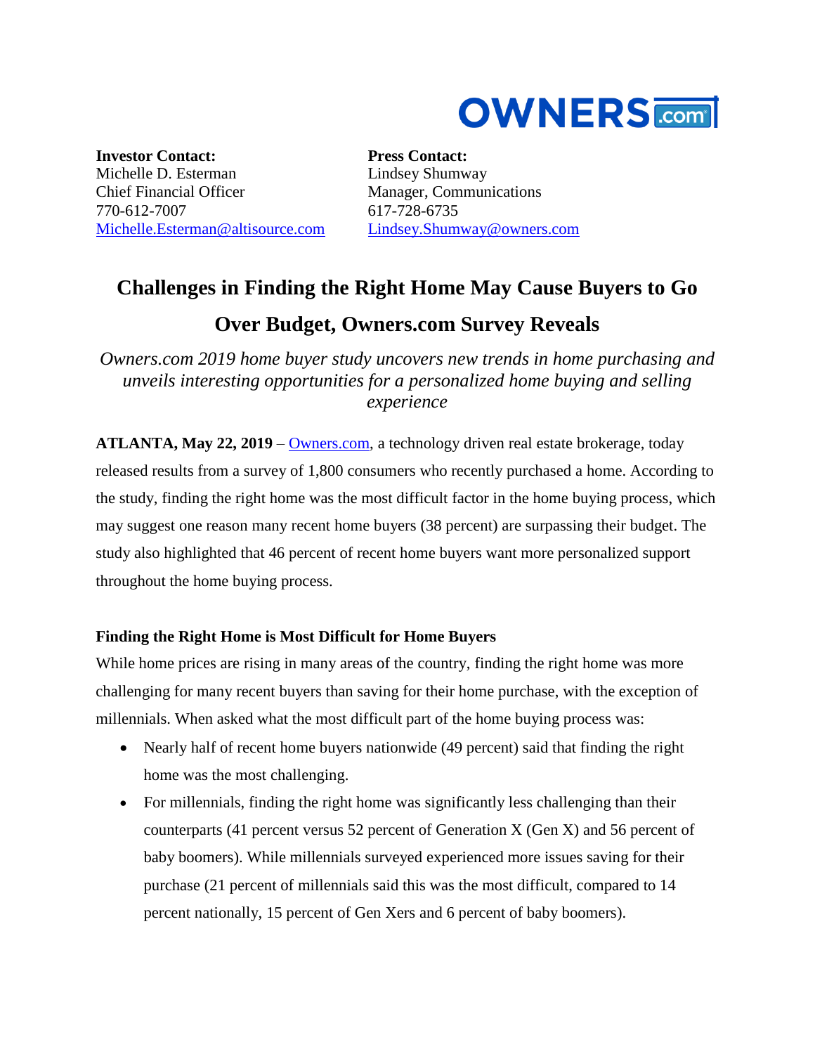OWNERS.com

**Investor Contact:**
Michelle D. Esterman
Chief Financial Officer
770-612-7007
Michelle.Esterman@altisource.com

**Press Contact:**
Lindsey Shumway
Manager, Communications
617-728-6735
Lindsey.Shumway@owners.com

# Challenges in Finding the Right Home May Cause Buyers to Go Over Budget, Owners.com Survey Reveals

*Owners.com 2019 home buyer study uncovers new trends in home purchasing and unveils interesting opportunities for a personalized home buying and selling experience*

**ATLANTA, May 22, 2019** – Owners.com, a technology driven real estate brokerage, today released results from a survey of 1,800 consumers who recently purchased a home. According to the study, finding the right home was the most difficult factor in the home buying process, which may suggest one reason many recent home buyers (38 percent) are surpassing their budget. The study also highlighted that 46 percent of recent home buyers want more personalized support throughout the home buying process.

**Finding the Right Home is Most Difficult for Home Buyers**

While home prices are rising in many areas of the country, finding the right home was more challenging for many recent buyers than saving for their home purchase, with the exception of millennials. When asked what the most difficult part of the home buying process was:

- Nearly half of recent home buyers nationwide (49 percent) said that finding the right home was the most challenging.
- For millennials, finding the right home was significantly less challenging than their counterparts (41 percent versus 52 percent of Generation X (Gen X) and 56 percent of baby boomers). While millennials surveyed experienced more issues saving for their purchase (21 percent of millennials said this was the most difficult, compared to 14 percent nationally, 15 percent of Gen Xers and 6 percent of baby boomers).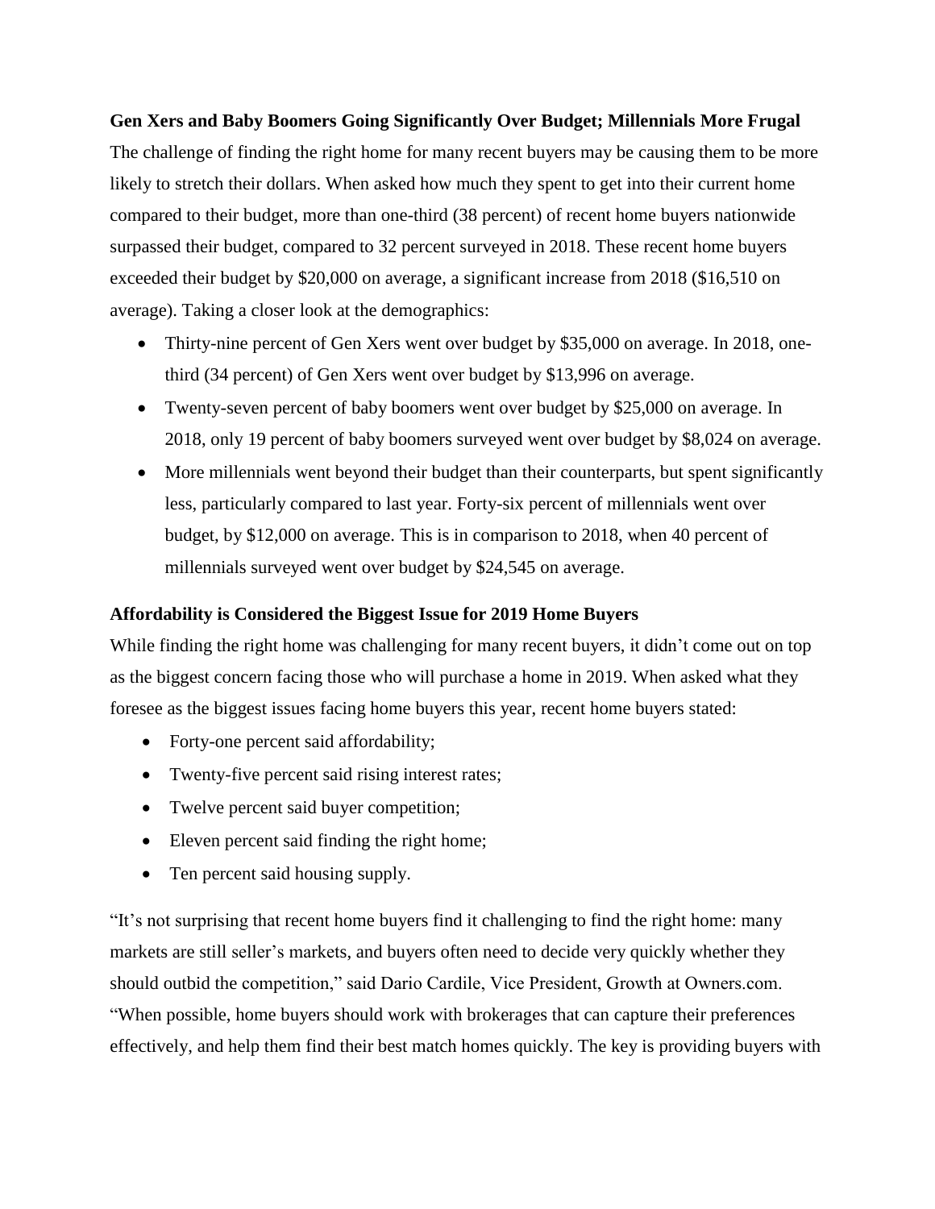**Gen Xers and Baby Boomers Going Significantly Over Budget; Millennials More Frugal**

The challenge of finding the right home for many recent buyers may be causing them to be more likely to stretch their dollars. When asked how much they spent to get into their current home compared to their budget, more than one-third (38 percent) of recent home buyers nationwide surpassed their budget, compared to 32 percent surveyed in 2018. These recent home buyers exceeded their budget by $20,000 on average, a significant increase from 2018 ($16,510 on average). Taking a closer look at the demographics:

- Thirty-nine percent of Gen Xers went over budget by $35,000 on average. In 2018, one-third (34 percent) of Gen Xers went over budget by $13,996 on average.
- Twenty-seven percent of baby boomers went over budget by $25,000 on average. In 2018, only 19 percent of baby boomers surveyed went over budget by $8,024 on average.
- More millennials went beyond their budget than their counterparts, but spent significantly less, particularly compared to last year. Forty-six percent of millennials went over budget, by $12,000 on average. This is in comparison to 2018, when 40 percent of millennials surveyed went over budget by $24,545 on average.

**Affordability is Considered the Biggest Issue for 2019 Home Buyers**

While finding the right home was challenging for many recent buyers, it didn't come out on top as the biggest concern facing those who will purchase a home in 2019. When asked what they foresee as the biggest issues facing home buyers this year, recent home buyers stated:

- Forty-one percent said affordability;
- Twenty-five percent said rising interest rates;
- Twelve percent said buyer competition;
- Eleven percent said finding the right home;
- Ten percent said housing supply.

"It's not surprising that recent home buyers find it challenging to find the right home: many markets are still seller's markets, and buyers often need to decide very quickly whether they should outbid the competition," said Dario Cardile, Vice President, Growth at Owners.com. "When possible, home buyers should work with brokerages that can capture their preferences effectively, and help them find their best match homes quickly. The key is providing buyers with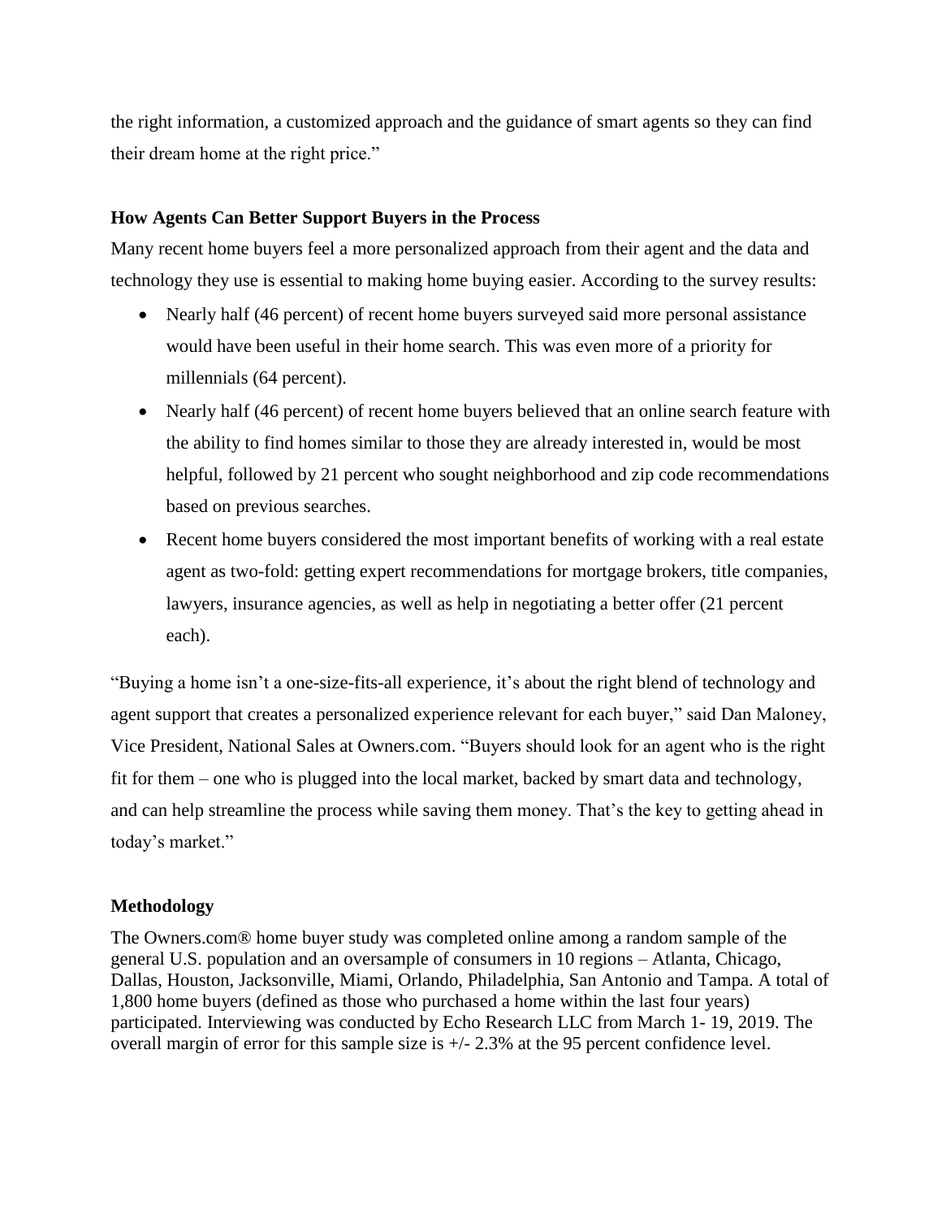the right information, a customized approach and the guidance of smart agents so they can find their dream home at the right price."

**How Agents Can Better Support Buyers in the Process**

Many recent home buyers feel a more personalized approach from their agent and the data and technology they use is essential to making home buying easier. According to the survey results:

- Nearly half (46 percent) of recent home buyers surveyed said more personal assistance would have been useful in their home search. This was even more of a priority for millennials (64 percent).
- Nearly half (46 percent) of recent home buyers believed that an online search feature with the ability to find homes similar to those they are already interested in, would be most helpful, followed by 21 percent who sought neighborhood and zip code recommendations based on previous searches.
- Recent home buyers considered the most important benefits of working with a real estate agent as two-fold: getting expert recommendations for mortgage brokers, title companies, lawyers, insurance agencies, as well as help in negotiating a better offer (21 percent each).

"Buying a home isn't a one-size-fits-all experience, it's about the right blend of technology and agent support that creates a personalized experience relevant for each buyer," said Dan Maloney, Vice President, National Sales at Owners.com. "Buyers should look for an agent who is the right fit for them – one who is plugged into the local market, backed by smart data and technology, and can help streamline the process while saving them money. That's the key to getting ahead in today's market."

**Methodology**

The Owners.com® home buyer study was completed online among a random sample of the general U.S. population and an oversample of consumers in 10 regions – Atlanta, Chicago, Dallas, Houston, Jacksonville, Miami, Orlando, Philadelphia, San Antonio and Tampa. A total of 1,800 home buyers (defined as those who purchased a home within the last four years) participated. Interviewing was conducted by Echo Research LLC from March 1- 19, 2019. The overall margin of error for this sample size is +/- 2.3% at the 95 percent confidence level.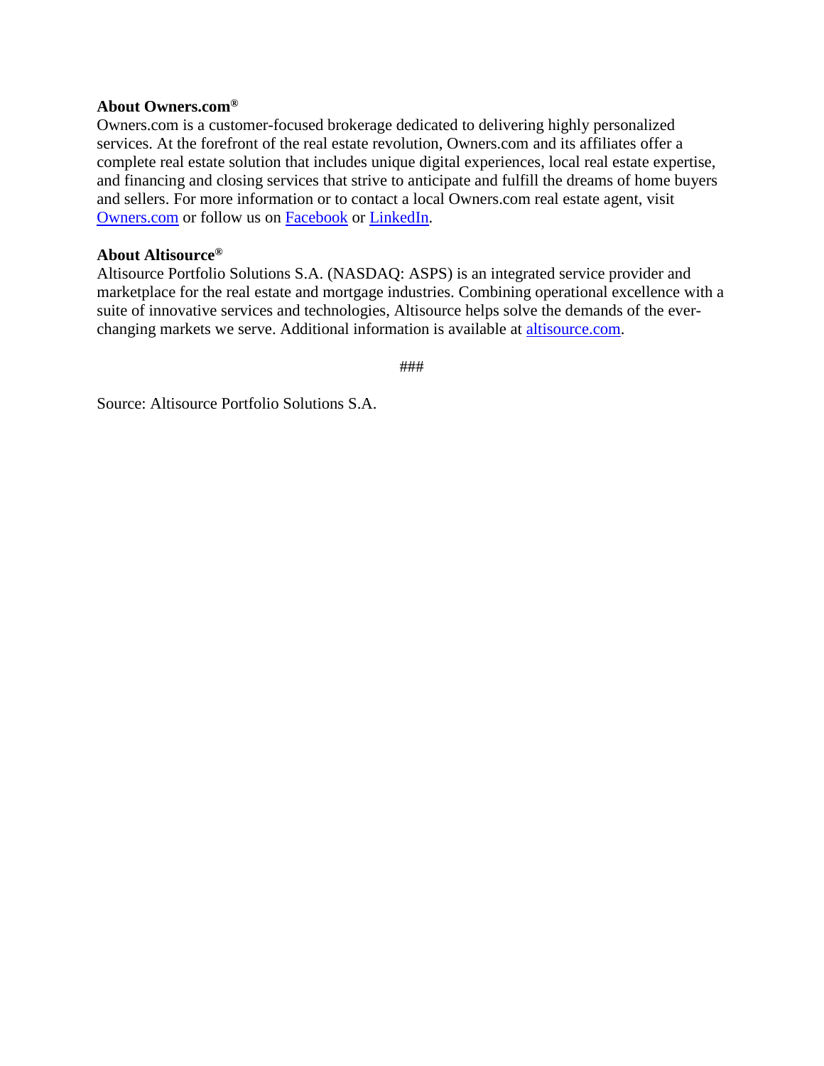**About Owners.com®**
Owners.com is a customer-focused brokerage dedicated to delivering highly personalized services. At the forefront of the real estate revolution, Owners.com and its affiliates offer a complete real estate solution that includes unique digital experiences, local real estate expertise, and financing and closing services that strive to anticipate and fulfill the dreams of home buyers and sellers. For more information or to contact a local Owners.com real estate agent, visit Owners.com or follow us on Facebook or LinkedIn.

**About Altisource®**
Altisource Portfolio Solutions S.A. (NASDAQ: ASPS) is an integrated service provider and marketplace for the real estate and mortgage industries. Combining operational excellence with a suite of innovative services and technologies, Altisource helps solve the demands of the ever-changing markets we serve. Additional information is available at altisource.com.

###

Source: Altisource Portfolio Solutions S.A.